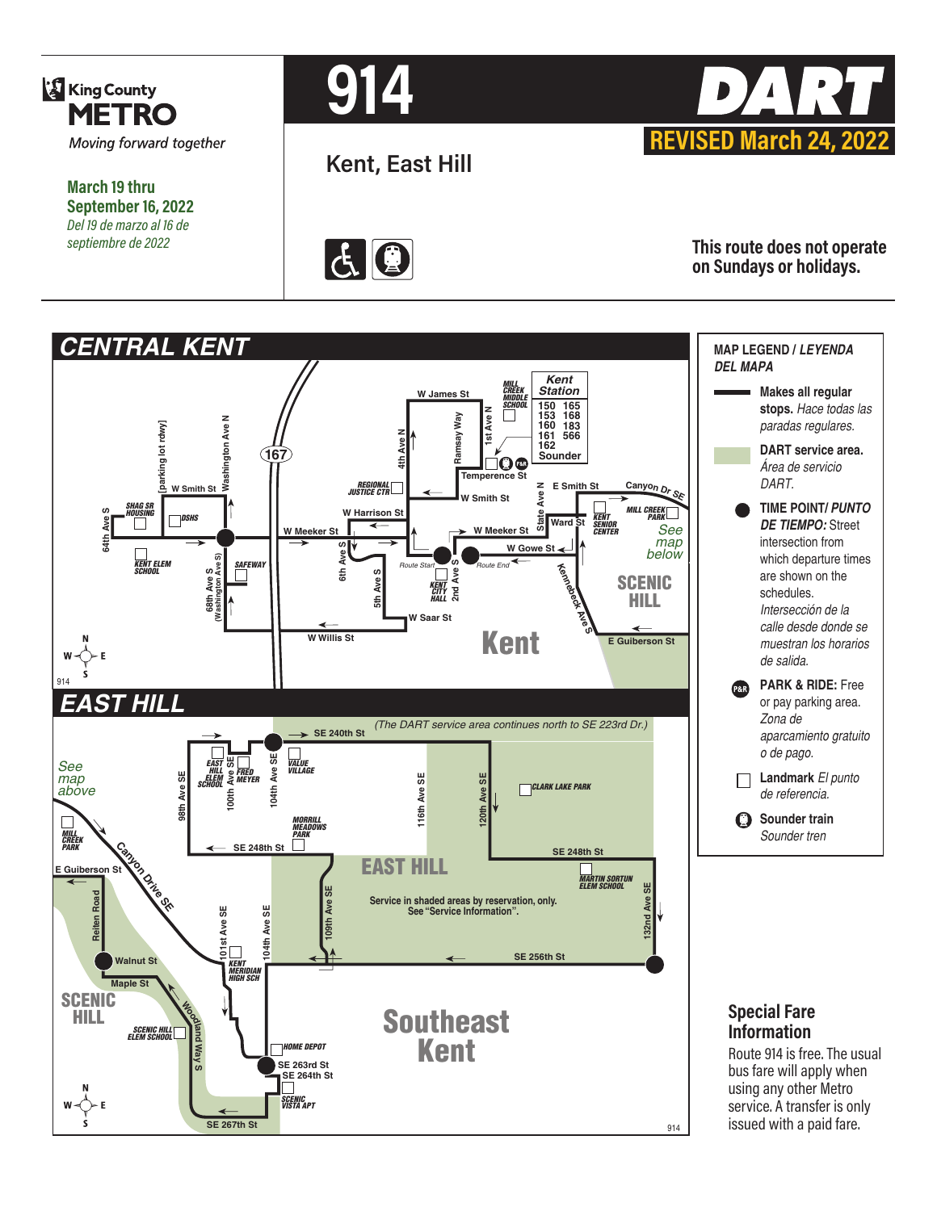King County METRO

*Moving forward together*

**March 19 thru September 16, 2022**

*Del 19 de marzo al 16 de septiembre de 2022*

# 914

## Kent, East Hill

# DART

**REVISED March 24, 2022**

**This route does not operate on Sundays or holidays.**

## CENTRAL KENT

Kent Station: 150, 153, 160, 161, 162, 165, 168, 183, 566, Sounder

W James St, Mill Creek Middle School, 4th Ave N, Ramsay Way, 1st Ave N, Temperence St, Regional Justice Ctr, W Smith St, E Smith St, State Ave N, Canyon Dr SE, Mill Creek Park, Kent Senior Center, Ward St, W Harrison St, W Meeker St, W Gowe St, 6th Ave S, 5th Ave S, Kent City Hall, 2nd Ave S, Route Start, Route End, W Saar St, Kennebeck Ave S, Scenic Hill, E Guiberson St, Kent, W Willis St, 68th Ave S (Washington Ave S), Safeway, Kent Elem School, DSHS, SHAG SR Housing, 64th Ave S, Washington Ave N, [parking lot rdwy], 167

See map below

## EAST HILL

(The DART service area continues north to SE 223rd Dr.)

See map above

SE 240th St, East Hill Elem School, 101st Ave SE, Fred Meyer, 104th Ave SE, Value Village, 98th Ave SE, 100th Ave SE, 116th Ave SE, 120th Ave SE, Clark Lake Park, Mill Creek Park, SE 248th St, Morrill Meadows Park, E Guiberson St, Canyon Drive SE, East Hill, Martin Sortun Elem School, 132nd Ave SE, 109th Ave SE, Reiten Road, Walnut St, Maple St, 101st Ave SE, 104th Ave SE, Kent Meridian High Sch, SE 256th St, Scenic Hill, Scenic Hill Elem School, Woodland Way S, Home Depot, SE 263rd St, SE 264th St, Scenic Vista Apt, SE 267th St, Southeast Kent

Service in shaded areas by reservation, only. See "Service Information".

## MAP LEGEND / *LEYENDA DEL MAPA*

- **Makes all regular stops.** *Hace todas las paradas regulares.*
- **DART service area.** *Área de servicio DART.*
- **TIME POINT/ *PUNTO DE TIEMPO:*** Street intersection from which departure times are shown on the schedules. *Intersección de la calle desde donde se muestran los horarios de salida.*
- **PARK & RIDE:** Free or pay parking area. *Zona de aparcamiento gratuito o de pago.*
- **Landmark** *El punto de referencia.*
- **Sounder train** *Sounder tren*

## Special Fare Information

Route 914 is free. The usual bus fare will apply when using any other Metro service. A transfer is only issued with a paid fare.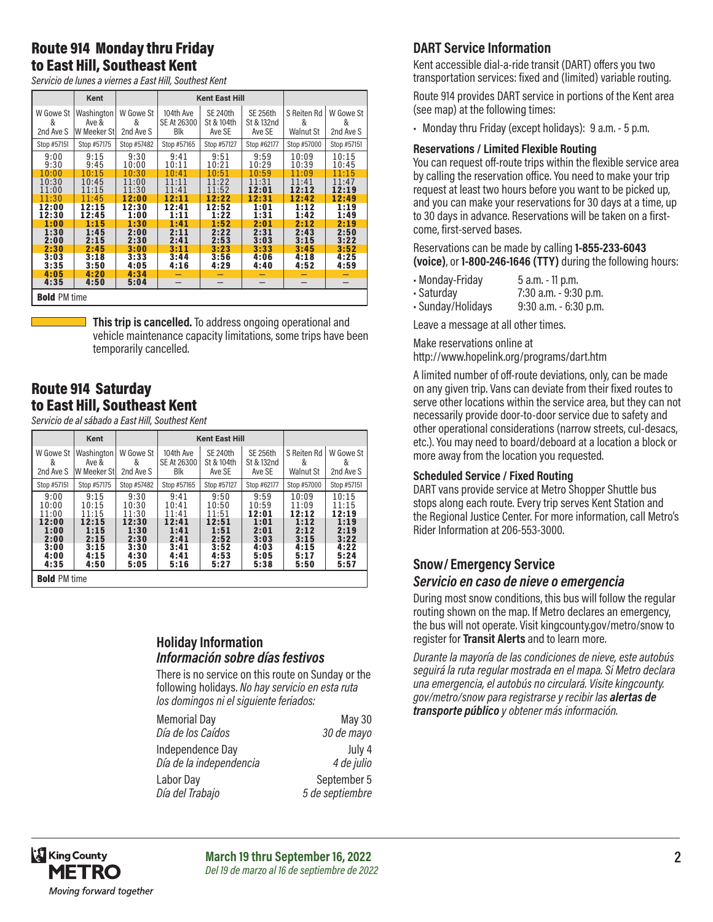## Route 914 Monday thru Friday to East Hill, Southeast Kent

*Servicio de lunes a viernes a East Hill, Southest Kent*

| | Kent | | Kent East Hill | | | | |
|---|---|---|---|---|---|---|---|
| W Gowe St & 2nd Ave S | Washington Ave & W Meeker St | W Gowe St & 2nd Ave S | 104th Ave SE At 26300 Blk | SE 240th St & 104th Ave SE | SE 256th St & 132nd Ave SE | S Reiten Rd & Walnut St | W Gowe St & 2nd Ave S |
| Stop #57151 | Stop #57175 | Stop #57482 | Stop #57165 | Stop #57127 | Stop #62177 | Stop #57000 | Stop #57151 |
| 9:00 | 9:15 | 9:30 | 9:41 | 9:51 | 9:59 | 10:09 | 10:15 |
| 9:30 | 9:45 | 10:00 | 10:11 | 10:21 | 10:29 | 10:39 | 10:45 |
| 10:00 | 10:15 | 10:30 | 10:41 | 10:51 | 10:59 | 11:09 | 11:15 |
| 10:30 | 10:45 | 11:00 | 11:11 | 11:22 | 11:31 | 11:41 | 11:47 |
| 11:00 | 11:15 | 11:30 | 11:41 | 11:52 | **12:01** | **12:12** | **12:19** |
| 11:30 | 11:45 | **12:00** | **12:11** | **12:22** | **12:31** | **12:42** | **12:49** |
| **12:00** | **12:15** | **12:30** | **12:41** | **12:52** | **1:01** | **1:12** | **1:19** |
| **12:30** | **12:45** | **1:00** | **1:11** | **1:22** | **1:31** | **1:42** | **1:49** |
| **1:00** | **1:15** | **1:30** | **1:41** | **1:52** | **2:01** | **2:12** | **2:19** |
| **1:30** | **1:45** | **2:00** | **2:11** | **2:22** | **2:31** | **2:43** | **2:50** |
| **2:00** | **2:15** | **2:30** | **2:41** | **2:53** | **3:03** | **3:15** | **3:22** |
| **2:30** | **2:45** | **3:00** | **3:11** | **3:23** | **3:33** | **3:45** | **3:52** |
| **3:03** | **3:18** | **3:33** | **3:44** | **3:56** | **4:06** | **4:18** | **4:25** |
| **3:35** | **3:50** | **4:05** | **4:16** | **4:29** | **4:40** | **4:52** | **4:59** |
| **4:05** | **4:20** | **4:34** | — | — | — | — | — |
| **4:35** | **4:50** | **5:04** | — | — | — | — | — |

**Bold** PM time

**This trip is cancelled.** To address ongoing operational and vehicle maintenance capacity limitations, some trips have been temporarily cancelled.

## Route 914 Saturday to East Hill, Southeast Kent

*Servicio de al sábado a East Hill, Southest Kent*

| | Kent | | Kent East Hill | | | | |
|---|---|---|---|---|---|---|---|
| W Gowe St & 2nd Ave S | Washington Ave & W Meeker St | W Gowe St & 2nd Ave S | 104th Ave SE At 26300 Blk | SE 240th St & 104th Ave SE | SE 256th St & 132nd Ave SE | S Reiten Rd & Walnut St | W Gowe St & 2nd Ave S |
| Stop #57151 | Stop #57175 | Stop #57482 | Stop #57165 | Stop #57127 | Stop #62177 | Stop #57000 | Stop #57151 |
| 9:00 | 9:15 | 9:30 | 9:41 | 9:50 | 9:59 | 10:09 | 10:15 |
| 10:00 | 10:15 | 10:30 | 10:41 | 10:50 | 10:59 | 11:09 | 11:15 |
| 11:00 | 11:15 | 11:30 | 11:41 | 11:51 | **12:01** | **12:12** | **12:19** |
| **12:00** | **12:15** | **12:30** | **12:41** | **12:51** | **1:01** | **1:12** | **1:19** |
| **1:00** | **1:15** | **1:30** | **1:41** | **1:51** | **2:01** | **2:12** | **2:19** |
| **2:00** | **2:15** | **2:30** | **2:41** | **2:52** | **3:03** | **3:15** | **3:22** |
| **3:00** | **3:15** | **3:30** | **3:41** | **3:52** | **4:03** | **4:15** | **4:22** |
| **4:00** | **4:15** | **4:30** | **4:41** | **4:53** | **5:05** | **5:17** | **5:24** |
| **4:35** | **4:50** | **5:05** | **5:16** | **5:27** | **5:38** | **5:50** | **5:57** |

**Bold** PM time

### Holiday Information
### *Información sobre días festivos*

There is no service on this route on Sunday or the following holidays. *No hay servicio en esta ruta los domingos ni el siguiente feriados:*

| | |
|---|---|
| Memorial Day | May 30 |
| *Día de los Caídos* | *30 de mayo* |
| Independence Day | July 4 |
| *Día de la independencia* | *4 de julio* |
| Labor Day | September 5 |
| *Día del Trabajo* | *5 de septiembre* |

## DART Service Information

Kent accessible dial-a-ride transit (DART) offers you two transportation services: fixed and (limited) variable routing.

Route 914 provides DART service in portions of the Kent area (see map) at the following times:

- Monday thru Friday (except holidays): 9 a.m. - 5 p.m.

### Reservations / Limited Flexible Routing

You can request off-route trips within the flexible service area by calling the reservation office. You need to make your trip request at least two hours before you want to be picked up, and you can make your reservations for 30 days at a time, up to 30 days in advance. Reservations will be taken on a first-come, first-served bases.

Reservations can be made by calling **1-855-233-6043 (voice)**, or **1-800-246-1646 (TTY)** during the following hours:

- Monday-Friday 5 a.m. - 11 p.m.
- Saturday 7:30 a.m. - 9:30 p.m.
- Sunday/Holidays 9:30 a.m. - 6:30 p.m.

Leave a message at all other times.

Make reservations online at http://www.hopelink.org/programs/dart.htm

A limited number of off-route deviations, only, can be made on any given trip. Vans can deviate from their fixed routes to serve other locations within the service area, but they can not necessarily provide door-to-door service due to safety and other operational considerations (narrow streets, cul-desacs, etc.). You may need to board/deboard at a location a block or more away from the location you requested.

### Scheduled Service / Fixed Routing

DART vans provide service at Metro Shopper Shuttle bus stops along each route. Every trip serves Kent Station and the Regional Justice Center. For more information, call Metro's Rider Information at 206-553-3000.

## Snow / Emergency Service
## *Servicio en caso de nieve o emergencia*

During most snow conditions, this bus will follow the regular routing shown on the map. If Metro declares an emergency, the bus will not operate. Visit kingcounty.gov/metro/snow to register for **Transit Alerts** and to learn more.

*Durante la mayoría de las condiciones de nieve, este autobús seguirá la ruta regular mostrada en el mapa. Si Metro declara una emergencia, el autobús no circulará. Visite kingcounty.gov/metro/snow para registrarse y recibir las* ***alertas de transporte público*** *y obtener más información.*

King County METRO
*Moving forward together*

**March 19 thru September 16, 2022**
*Del 19 de marzo al 16 de septiembre de 2022*